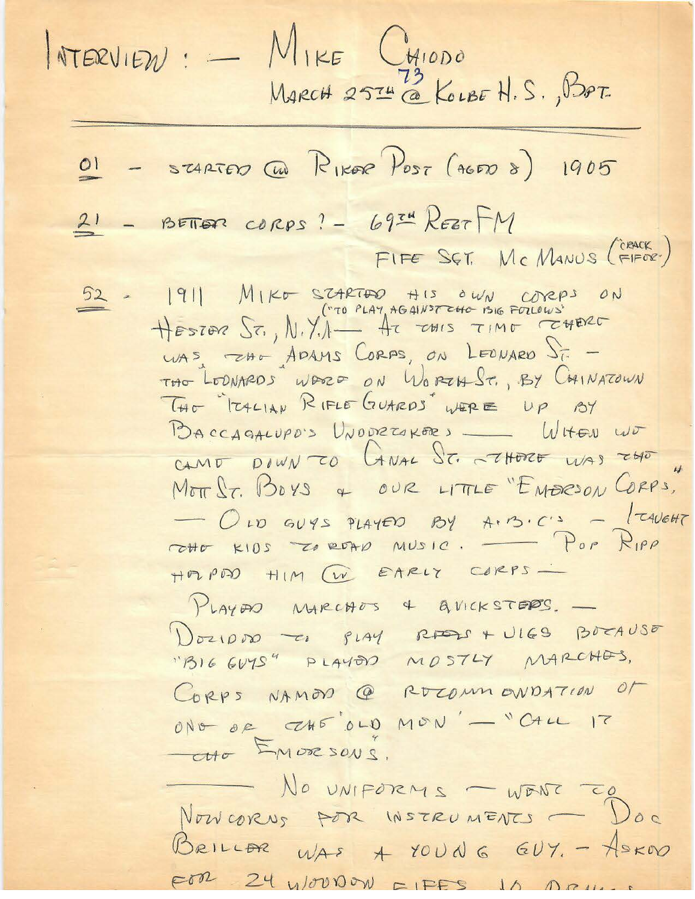INTERVIEW: — MIKE CHIODO
MARCH 25TH 73 @ KOLBE H.S., BPT.

---

01 - STARTED @ RIKER POST (AGED 8) 1905

21 - BETTER CORPS? - 69TH REGT FM
FIFE SGT. McMANUS ("CRACK FIFER")

52 - 1911 MIKE STARTED HIS OWN CORPS ON HESTER ST., N.Y. ("TO PLAY AGAINST THE BIG FELLOWS") — AT THIS TIME THERE WAS THE ADAMS CORPS, ON LEONARD ST. — THE LEONARDS WERE ON WORTH ST., BY CHINATOWN THE "ITALIAN RIFLE GUARDS" WERE UP BY BACCAGALUPO'S UNDERTAKERS — WHEN WE CAME DOWN TO CANAL ST. THERE WAS THE MOTT ST. BOYS & OUR LITTLE "EMERSON CORPS." — OLD GUYS PLAYED BY A.B.C'S — I TAUGHT THE KIDS TO READ MUSIC. — POP RIPP HELPED HIM @ EARLY CORPS —
PLAYED MARCHES & QUICKSTEPS. —
DECIDED TO PLAY REELS & JIGS BECAUSE "BIG GUYS" PLAYED MOSTLY MARCHES.
CORPS NAMED @ RECOMMENDATION OF ONE OF THE 'OLD MEN' — "CALL IT THE EMERSONS".

— NO UNIFORMS — WENT TO NEWCORNS FOR INSTRUMENTS — DOC BRILLER WAS A YOUNG GUY. — ASKED FOR 24 WOODEN FIFES 10 DRUMS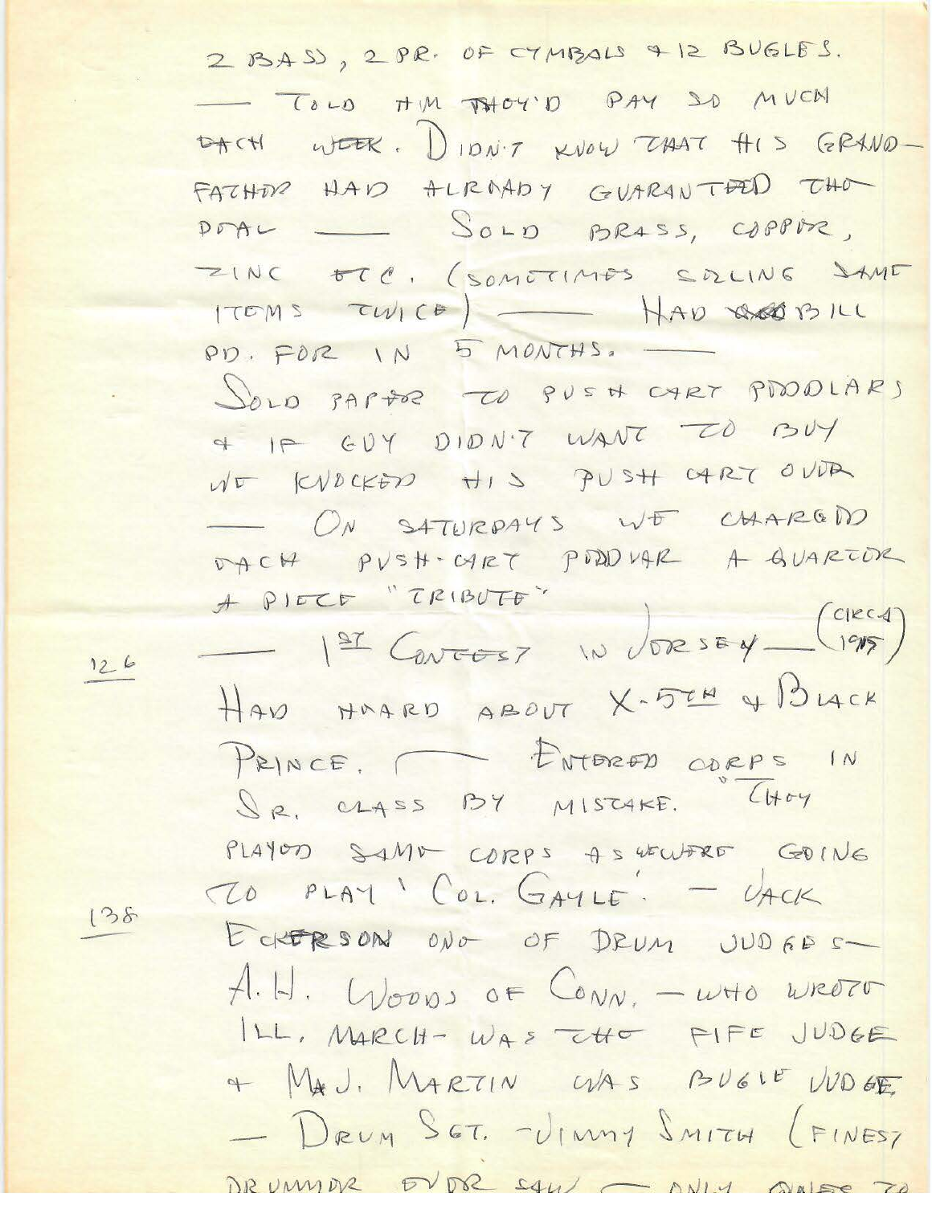2 BASS, 2 PR. OF CYMBALS & 12 BUGLES.
— TOLD HIM THEY'D PAY SO MUCH EACH WEEK. DIDN'T KNOW THAT HIS GRANDFATHER HAD ALREADY GUARANTEED THE DEAL — SOLD BRASS, COPPER, ZINC ETC. (SOMETIMES SELLING SAME ITEMS TWICE) — HAD BILL PD. FOR IN 5 MONTHS. —

SOLD PAPER TO PUSH CART PEDDLARS & IF GUY DIDN'T WANT TO BUY WE KNOCKED HIS PUSH CART OVER — ON SATURDAYS WE CHARGED EACH PUSH-CART PEDDLAR A QUARTER A PIECE "TRIBUTE"

126 — 1ST CONTEST IN JERSEY — (CIRCA 1915)

HAD HEARD ABOUT X-5TH & BLACK PRINCE. — ENTERED CORPS IN SR. CLASS BY MISTAKE. THEY PLAYED SAME CORPS AS WE WERE GOING TO PLAY 'COL. GAYLE'. — JACK

138 ECKERSON ONE OF DRUM JUDGES — A.H. WOODS OF CONN. — WHO WROTE ILL. MARCH — WAS THE FIFE JUDGE & MAJ. MARTIN WAS BUGLE JUDGE — DRUM SGT. - JIMMY SMITH (FINEST DRUMMER EVER SAW — ONLY ONES TO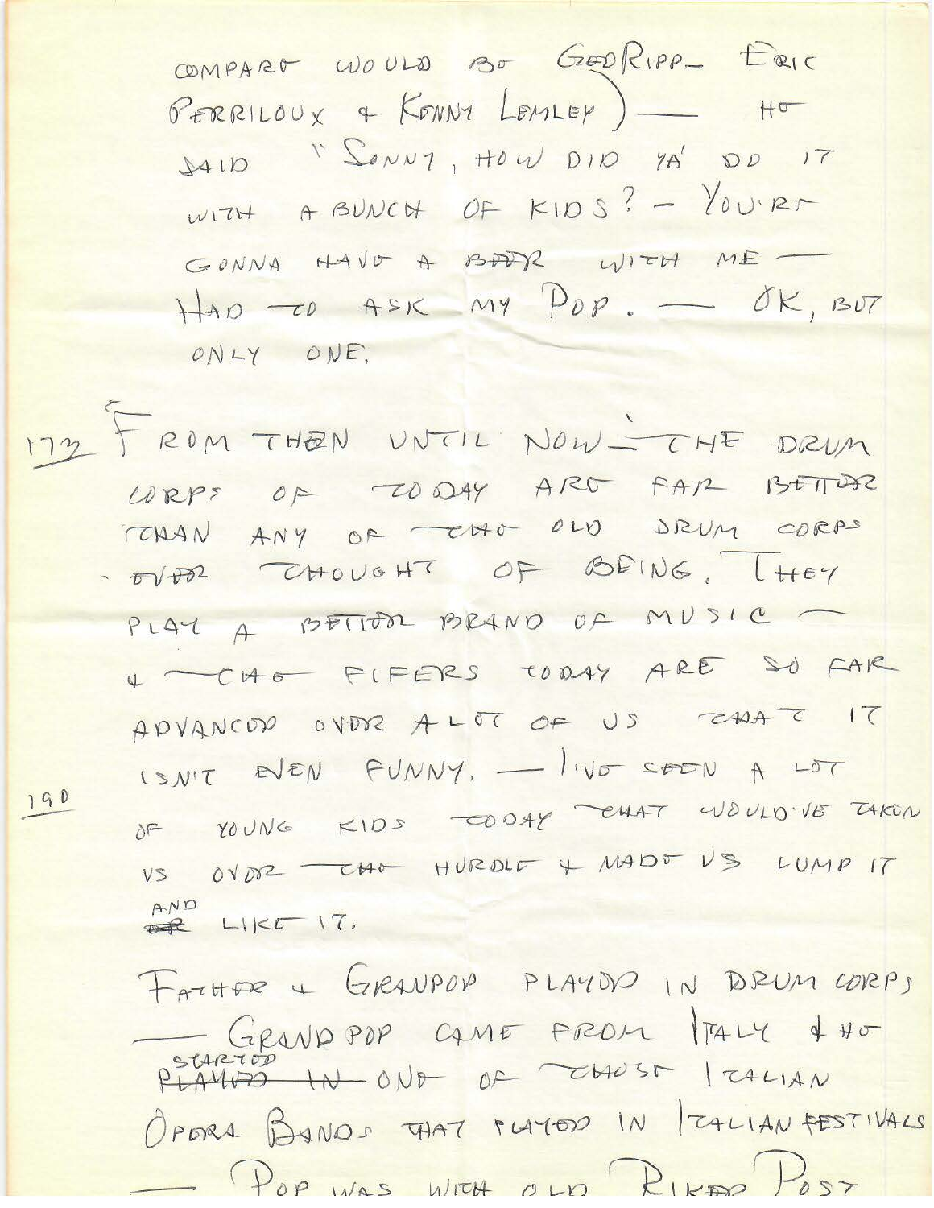COMPARE WOULD BE GEO RIPP – ERIC PERRILOUX & KENNY LEMLEY) — HE SAID "SONNY, HOW DID YA' DO IT WITH A BUNCH OF KIDS? – YOU'RE GONNA HAVE A BEER WITH ME — HAD TO ASK MY POP. — OK, BUT ONLY ONE.

173 FROM THEN UNTIL NOW — THE DRUM CORPS OF TODAY ARE FAR BETTER THAN ANY OF THE OLD DRUM CORPS EVER THOUGHT OF BEING. THEY PLAY A BETTER BRAND OF MUSIC — & THE FIFERS TODAY ARE SO FAR ADVANCED OVER A LOT OF US THAT IT ISN'T EVEN FUNNY. — I'VE SEEN A LOT

190 OF YOUNG KIDS TODAY THAT WOULD'VE TAKEN US OVER THE HURDLE & MADE US LUMP IT ~~OR~~ AND LIKE IT.

FATHER & GRANPOP PLAYED IN DRUM CORPS — GRAND POP CAME FROM ITALY & HE ~~PLAYED IN~~ STARTED ONE OF THOSE ITALIAN OPERA BANDS THAT PLAYED IN ITALIAN FESTIVALS

— POP WAS WITH OLD RIKER POST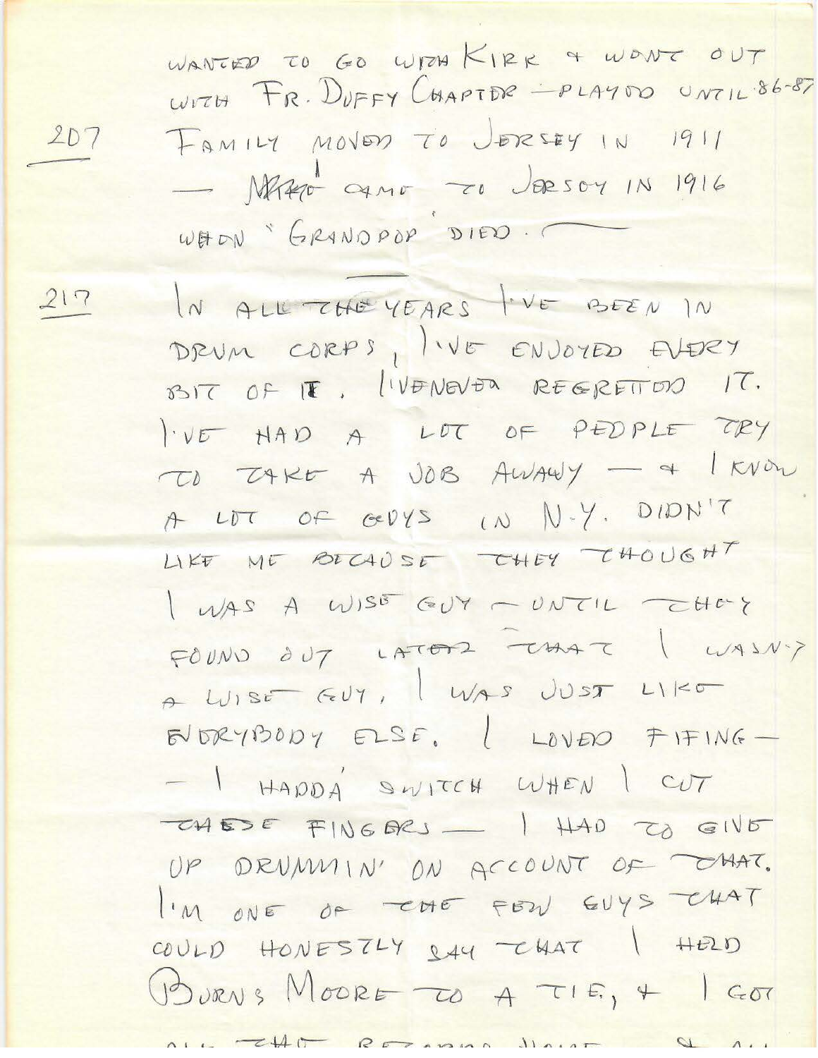WANTED TO GO WITH KIRK & WENT OUT WITH FR. DUFFY CHAPTER — PLAYED UNTIL 86-87

207 FAMILY MOVED TO JERSEY IN 1911 — MARIO CAME TO JERSEY IN 1916 WHEN "GRANDPOP" DIED.

---

217 IN ALL THE YEARS I'VE BEEN IN DRUM CORPS, I'VE ENJOYED EVERY BIT OF IT. I'VE NEVER REGRETTED IT. I'VE HAD A LOT OF PEOPLE TRY TO TAKE A JOB AWAY — & I KNOW A LOT OF GUYS IN N.Y. DIDN'T LIKE ME BECAUSE THEY THOUGHT I WAS A WISE GUY — UNTIL THEY FOUND OUT LATER THAT I WASN'T A WISE GUY, I WAS JUST LIKE EVERYBODY ELSE. I LOVED FIFING — — I HADDA' SWITCH WHEN I CUT THESE FINGERS — I HAD TO GIVE UP DRUMMIN' ON ACCOUNT OF THAT. I'M ONE OF THE FEW GUYS THAT COULD HONESTLY SAY THAT I HELD BURNS MOORE TO A TIE, & I GOT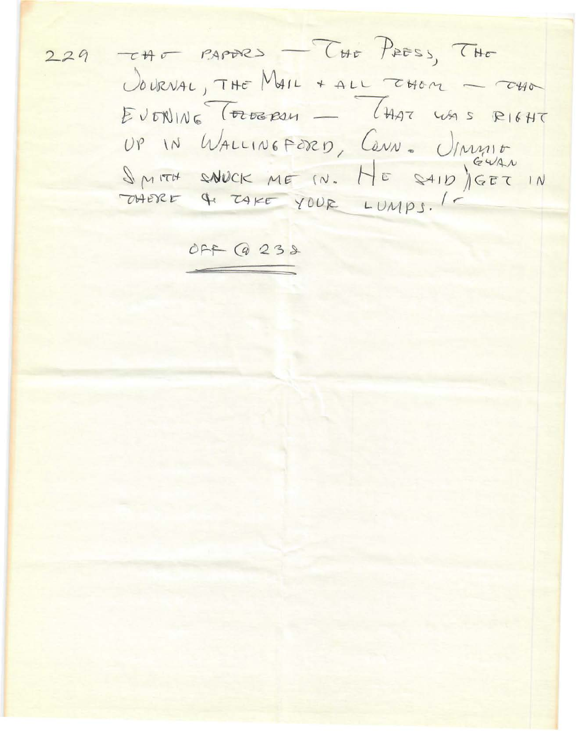229 THE PAPERS — THE PRESS, THE JOURNAL, THE MAIL + ALL THEM — THE EVENING TELEGRAM — THAT WAS RIGHT UP IN WALLINGFORD, CONN. JIMMIE SMITH SNUCK ME IN. HE SAID, "GWAN GET IN THERE & TAKE YOUR LUMPS."

OFF @ 238